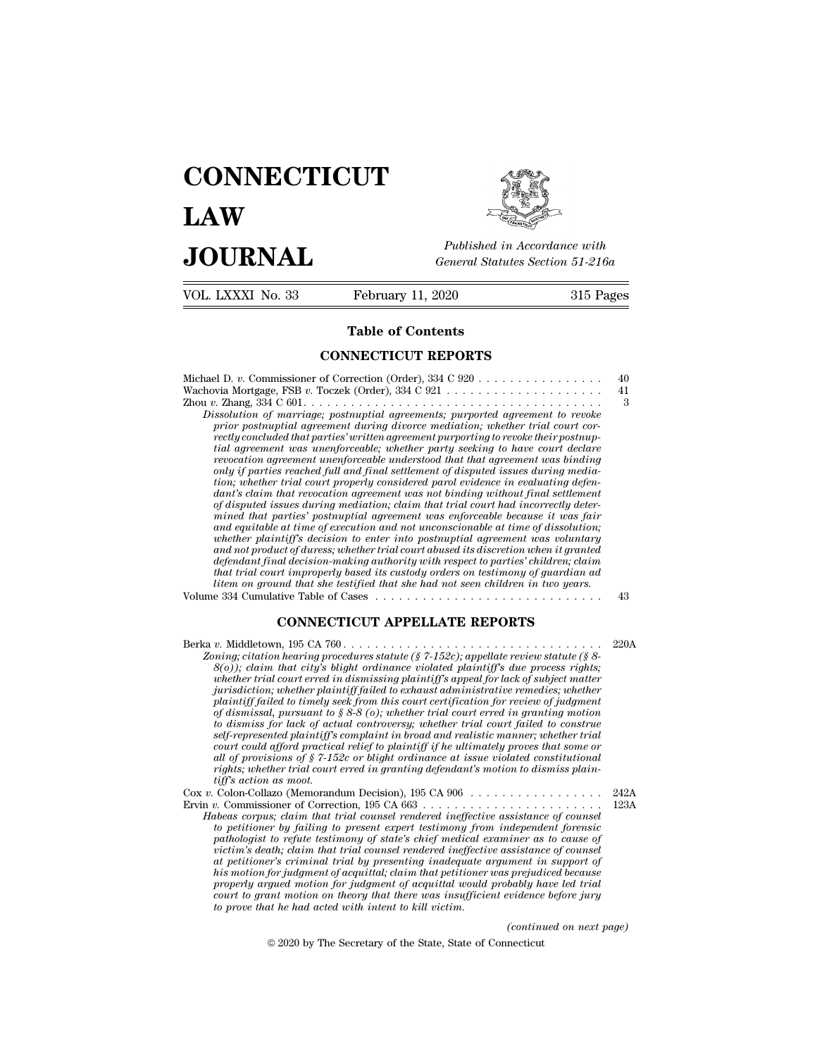# CONNECTICUT LAW JOURNAL

*Published in Accordance with General Statutes Section 51-216a*

VOL. LXXXI No. 33 — February 11, 2020 — 315 Pages

## Table of Contents

### CONNECTICUT REPORTS

Michael D. *v.* Commissioner of Correction (Order), 334 C 920 . . . . . . . . . . . . . . . . 40

Wachovia Mortgage, FSB *v.* Toczek (Order), 334 C 921 . . . . . . . . . . . . . . . . . . . . 41

Zhou *v.* Zhang, 334 C 601. . . . . . . . . . . . . . . . . . . . . . . . . . . . . . . . . . . . . . 3

*Dissolution of marriage; postnuptial agreements; purported agreement to revoke prior postnuptial agreement during divorce mediation; whether trial court correctly concluded that parties' written agreement purporting to revoke their postnuptial agreement was unenforceable; whether party seeking to have court declare revocation agreement unenforceable understood that that agreement was binding only if parties reached full and final settlement of disputed issues during mediation; whether trial court properly considered parol evidence in evaluating defendant's claim that revocation agreement was not binding without final settlement of disputed issues during mediation; claim that trial court had incorrectly determined that parties' postnuptial agreement was enforceable because it was fair and equitable at time of execution and not unconscionable at time of dissolution; whether plaintiff's decision to enter into postnuptial agreement was voluntary and not product of duress; whether trial court abused its discretion when it granted defendant final decision-making authority with respect to parties' children; claim that trial court improperly based its custody orders on testimony of guardian ad litem on ground that she testified that she had not seen children in two years.*

Volume 334 Cumulative Table of Cases . . . . . . . . . . . . . . . . . . . . . . . . . . . . 43

### CONNECTICUT APPELLATE REPORTS

Berka *v.* Middletown, 195 CA 760 . . . . . . . . . . . . . . . . . . . . . . . . . . . . . . . . 220A

*Zoning; citation hearing procedures statute (§ 7-152c); appellate review statute (§ 8-8(o)); claim that city's blight ordinance violated plaintiff's due process rights; whether trial court erred in dismissing plaintiff's appeal for lack of subject matter jurisdiction; whether plaintiff failed to exhaust administrative remedies; whether plaintiff failed to timely seek from this court certification for review of judgment of dismissal, pursuant to § 8-8 (o); whether trial court erred in granting motion to dismiss for lack of actual controversy; whether trial court failed to construe self-represented plaintiff's complaint in broad and realistic manner; whether trial court could afford practical relief to plaintiff if he ultimately proves that some or all of provisions of § 7-152c or blight ordinance at issue violated constitutional rights; whether trial court erred in granting defendant's motion to dismiss plaintiff's action as moot.*

Cox *v.* Colon-Collazo (Memorandum Decision), 195 CA 906 . . . . . . . . . . . . . . . . 242A

Ervin *v.* Commissioner of Correction, 195 CA 663 . . . . . . . . . . . . . . . . . . . . . . . 123A

*Habeas corpus; claim that trial counsel rendered ineffective assistance of counsel to petitioner by failing to present expert testimony from independent forensic pathologist to refute testimony of state's chief medical examiner as to cause of victim's death; claim that trial counsel rendered ineffective assistance of counsel at petitioner's criminal trial by presenting inadequate argument in support of his motion for judgment of acquittal; claim that petitioner was prejudiced because properly argued motion for judgment of acquittal would probably have led trial court to grant motion on theory that there was insufficient evidence before jury to prove that he had acted with intent to kill victim.*

*(continued on next page)*

© 2020 by The Secretary of the State, State of Connecticut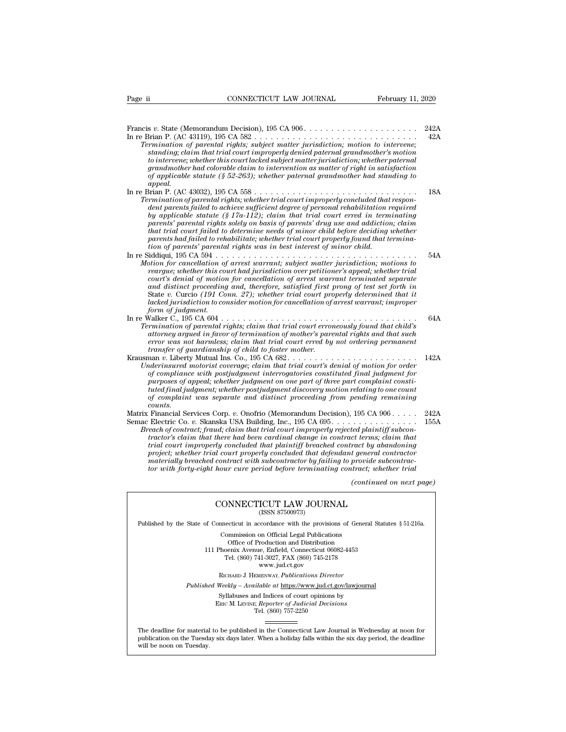Francis *v.* State (Memorandum Decision), 195 CA 906 . . . . . . . . . . . . . . . . . . . . . 242A

In re Brian P. (AC 43119), 195 CA 582 . . . . . . . . . . . . . . . . . . . . . . . . . . . . . . 42A

*Termination of parental rights; subject matter jurisdiction; motion to intervene; standing; claim that trial court improperly denied paternal grandmother's motion to intervene; whether this court lacked subject matter jurisdiction; whether paternal grandmother had colorable claim to intervention as matter of right in satisfaction of applicable statute (§ 52-263); whether paternal grandmother had standing to appeal.*

In re Brian P. (AC 43032), 195 CA 558 . . . . . . . . . . . . . . . . . . . . . . . . . . . . . . 18A

*Termination of parental rights; whether trial court improperly concluded that respondent parents failed to achieve sufficient degree of personal rehabilitation required by applicable statute (§ 17a-112); claim that trial court erred in terminating parents' parental rights solely on basis of parents' drug use and addiction; claim that trial court failed to determine needs of minor child before deciding whether parents had failed to rehabilitate; whether trial court properly found that termination of parents' parental rights was in best interest of minor child.*

In re Siddiqui, 195 CA 594 . . . . . . . . . . . . . . . . . . . . . . . . . . . . . . . . . . . . 54A

*Motion for cancellation of arrest warrant; subject matter jurisdiction; motions to reargue; whether this court had jurisdiction over petitioner's appeal; whether trial court's denial of motion for cancellation of arrest warrant terminated separate and distinct proceeding and, therefore, satisfied first prong of test set forth in* State *v.* Curcio *(191 Conn. 27); whether trial court properly determined that it lacked jurisdiction to consider motion for cancellation of arrest warrant; improper form of judgment.*

In re Walker C., 195 CA 604 . . . . . . . . . . . . . . . . . . . . . . . . . . . . . . . . . . . 64A

*Termination of parental rights; claim that trial court erroneously found that child's attorney argued in favor of termination of mother's parental rights and that such error was not harmless; claim that trial court erred by not ordering permanent transfer of guardianship of child to foster mother.*

Krausman *v.* Liberty Mutual Ins. Co., 195 CA 682. . . . . . . . . . . . . . . . . . . . . . . . 142A

*Underinsured motorist coverage; claim that trial court's denial of motion for order of compliance with postjudgment interrogatories constituted final judgment for purposes of appeal; whether judgment on one part of three part complaint constituted final judgment; whether postjudgment discovery motion relating to one count of complaint was separate and distinct proceeding from pending remaining counts.*

Matrix Financial Services Corp. *v.* Onofrio (Memorandum Decision), 195 CA 906 . . . . . 242A

Semac Electric Co. *v.* Skanska USA Building, Inc., 195 CA 695. . . . . . . . . . . . . . . . 155A

*Breach of contract; fraud; claim that trial court improperly rejected plaintiff subcontractor's claim that there had been cardinal change in contract terms; claim that trial court improperly concluded that plaintiff breached contract by abandoning project; whether trial court properly concluded that defendant general contractor materially breached contract with subcontractor by failing to provide subcontractor with forty-eight hour cure period before terminating contract; whether trial*

*(continued on next page)*

---

CONNECTICUT LAW JOURNAL
(ISSN 87500973)

Published by the State of Connecticut in accordance with the provisions of General Statutes § 51-216a.

Commission on Official Legal Publications
Office of Production and Distribution
111 Phoenix Avenue, Enfield, Connecticut 06082-4453
Tel. (860) 741-3027, FAX (860) 745-2178
www.jud.ct.gov

RICHARD J. HEMENWAY, *Publications Director*

*Published Weekly – Available at* https://www.jud.ct.gov/lawjournal

Syllabuses and Indices of court opinions by
ERIC M. LEVINE, *Reporter of Judicial Decisions*
Tel. (860) 757-2250

The deadline for material to be published in the Connecticut Law Journal is Wednesday at noon for publication on the Tuesday six days later. When a holiday falls within the six day period, the deadline will be noon on Tuesday.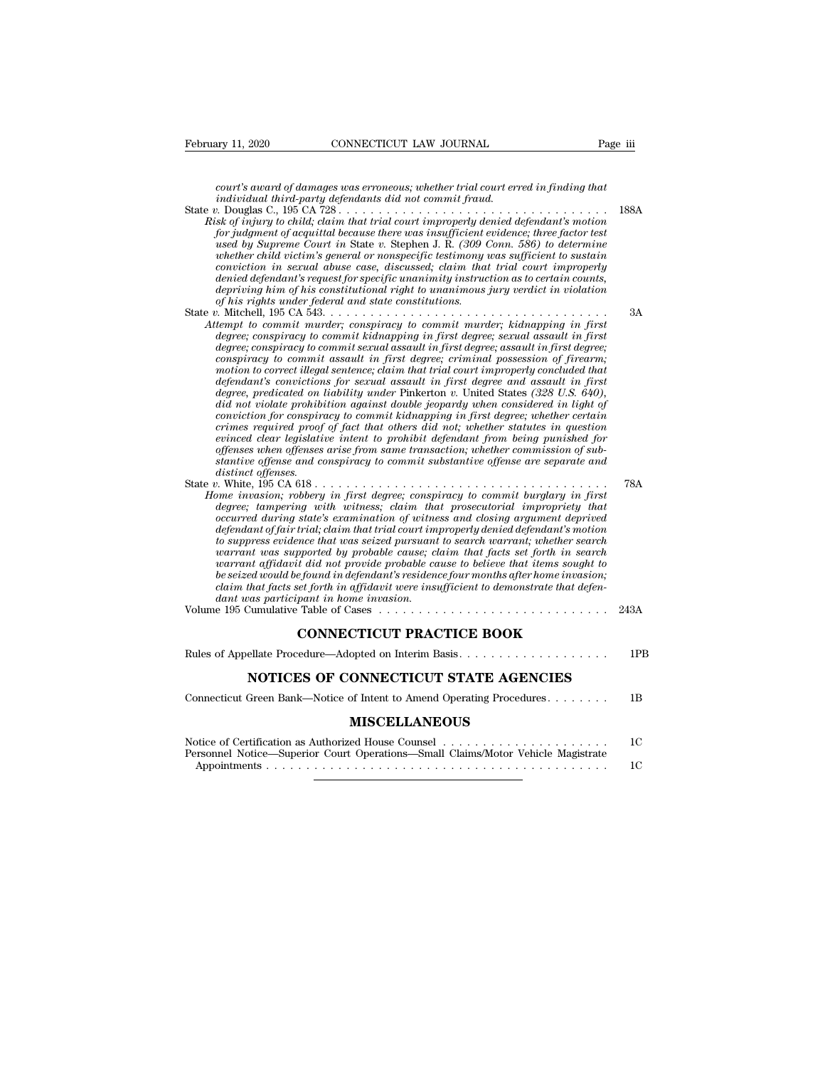*court's award of damages was erroneous; whether trial court erred in finding that individual third-party defendants did not commit fraud.*

State *v.* Douglas C., 195 CA 728 . . . . . . . . . . . . . . . . . . . . . . . . . . . . . . . . . . 188A

*Risk of injury to child; claim that trial court improperly denied defendant's motion for judgment of acquittal because there was insufficient evidence; three factor test used by Supreme Court in* State *v.* Stephen J. R. *(309 Conn. 586) to determine whether child victim's general or nonspecific testimony was sufficient to sustain conviction in sexual abuse case, discussed; claim that trial court improperly denied defendant's request for specific unanimity instruction as to certain counts, depriving him of his constitutional right to unanimous jury verdict in violation of his rights under federal and state constitutions.*

State *v.* Mitchell, 195 CA 543. . . . . . . . . . . . . . . . . . . . . . . . . . . . . . . . . . . . 3A

*Attempt to commit murder; conspiracy to commit murder; kidnapping in first degree; conspiracy to commit kidnapping in first degree; sexual assault in first degree; conspiracy to commit sexual assault in first degree; assault in first degree; conspiracy to commit assault in first degree; criminal possession of firearm; motion to correct illegal sentence; claim that trial court improperly concluded that defendant's convictions for sexual assault in first degree and assault in first degree, predicated on liability under* Pinkerton *v.* United States *(328 U.S. 640), did not violate prohibition against double jeopardy when considered in light of conviction for conspiracy to commit kidnapping in first degree; whether certain crimes required proof of fact that others did not; whether statutes in question evinced clear legislative intent to prohibit defendant from being punished for offenses when offenses arise from same transaction; whether commission of substantive offense and conspiracy to commit substantive offense are separate and distinct offenses.*

State *v.* White, 195 CA 618 . . . . . . . . . . . . . . . . . . . . . . . . . . . . . . . . . . . . 78A

*Home invasion; robbery in first degree; conspiracy to commit burglary in first degree; tampering with witness; claim that prosecutorial impropriety that occurred during state's examination of witness and closing argument deprived defendant of fair trial; claim that trial court improperly denied defendant's motion to suppress evidence that was seized pursuant to search warrant; whether search warrant was supported by probable cause; claim that facts set forth in search warrant affidavit did not provide probable cause to believe that items sought to be seized would be found in defendant's residence four months after home invasion; claim that facts set forth in affidavit were insufficient to demonstrate that defendant was participant in home invasion.*

Volume 195 Cumulative Table of Cases . . . . . . . . . . . . . . . . . . . . . . . . . . . . 243A

## CONNECTICUT PRACTICE BOOK

Rules of Appellate Procedure—Adopted on Interim Basis. . . . . . . . . . . . . . . . . . . 1PB

## NOTICES OF CONNECTICUT STATE AGENCIES

Connecticut Green Bank—Notice of Intent to Amend Operating Procedures. . . . . . . . 1B

## MISCELLANEOUS

Notice of Certification as Authorized House Counsel . . . . . . . . . . . . . . . . . . . . . 1C

Personnel Notice—Superior Court Operations—Small Claims/Motor Vehicle Magistrate Appointments . . . . . . . . . . . . . . . . . . . . . . . . . . . . . . . . . . . . . . . . . 1C